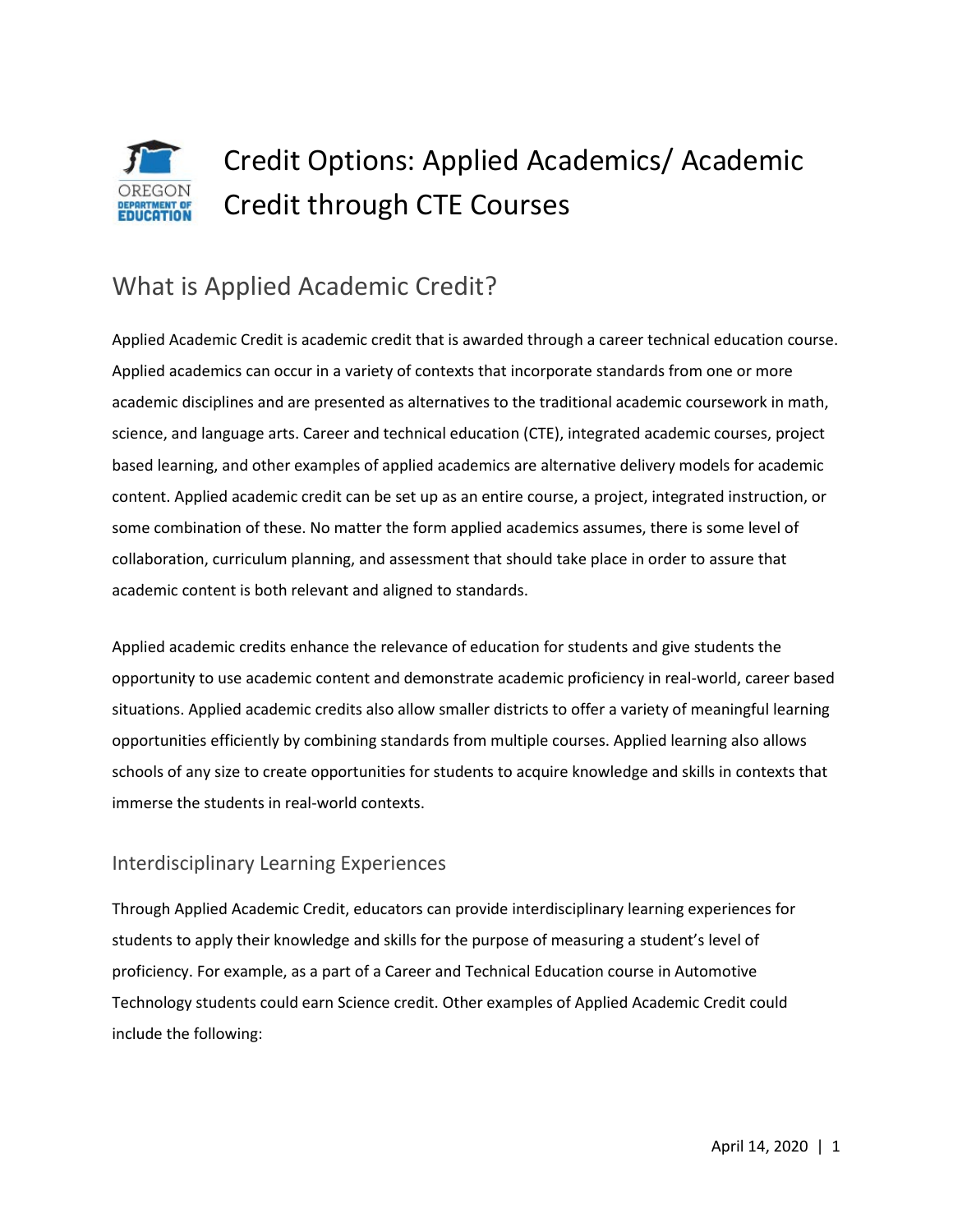# Credit Options: Applied Academics/ Academic Credit through CTE Courses

## What is Applied Academic Credit?

Applied Academic Credit is academic credit that is awarded through a career technical education course. Applied academics can occur in a variety of contexts that incorporate standards from one or more academic disciplines and are presented as alternatives to the traditional academic coursework in math, science, and language arts. Career and technical education (CTE), integrated academic courses, project based learning, and other examples of applied academics are alternative delivery models for academic content. Applied academic credit can be set up as an entire course, a project, integrated instruction, or some combination of these. No matter the form applied academics assumes, there is some level of collaboration, curriculum planning, and assessment that should take place in order to assure that academic content is both relevant and aligned to standards.

Applied academic credits enhance the relevance of education for students and give students the opportunity to use academic content and demonstrate academic proficiency in real-world, career based situations. Applied academic credits also allow smaller districts to offer a variety of meaningful learning opportunities efficiently by combining standards from multiple courses. Applied learning also allows schools of any size to create opportunities for students to acquire knowledge and skills in contexts that immerse the students in real-world contexts.

### Interdisciplinary Learning Experiences

Through Applied Academic Credit, educators can provide interdisciplinary learning experiences for students to apply their knowledge and skills for the purpose of measuring a student's level of proficiency. For example, as a part of a Career and Technical Education course in Automotive Technology students could earn Science credit. Other examples of Applied Academic Credit could include the following: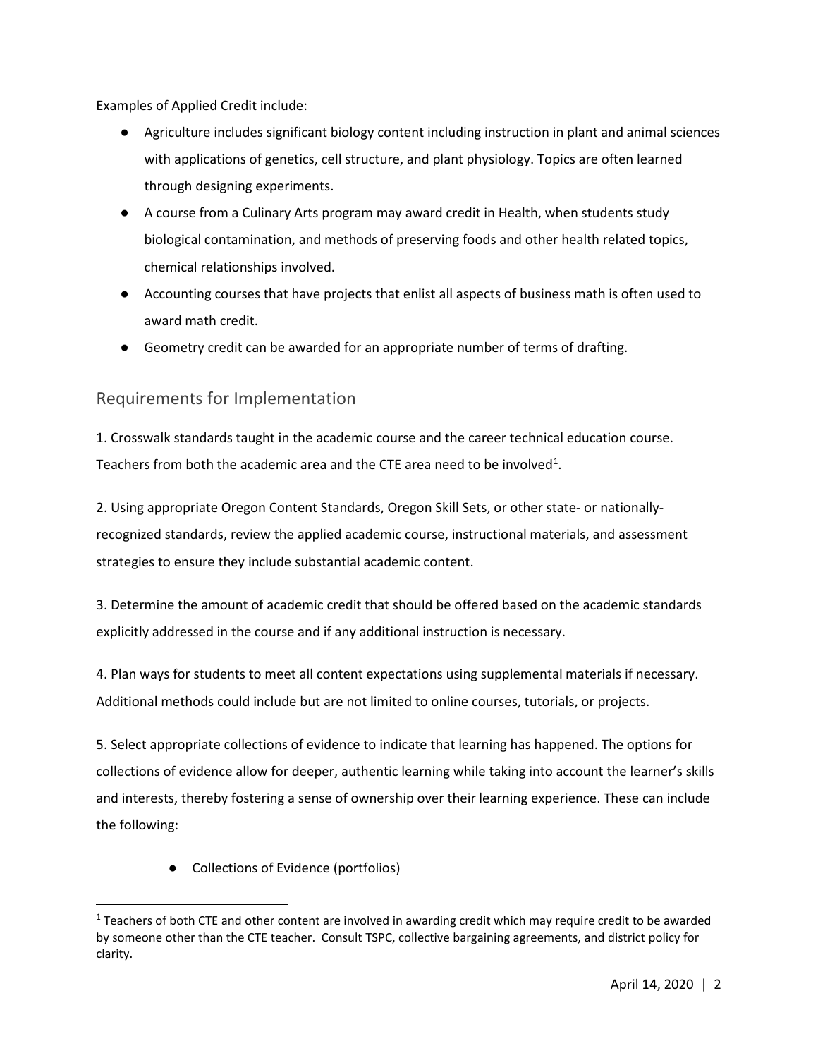Examples of Applied Credit include:

- Agriculture includes significant biology content including instruction in plant and animal sciences with applications of genetics, cell structure, and plant physiology. Topics are often learned through designing experiments.
- A course from a Culinary Arts program may award credit in Health, when students study biological contamination, and methods of preserving foods and other health related topics, chemical relationships involved.
- Accounting courses that have projects that enlist all aspects of business math is often used to award math credit.
- Geometry credit can be awarded for an appropriate number of terms of drafting.

## Requirements for Implementation

1. Crosswalk standards taught in the academic course and the career technical education course. Teachers from both the academic area and the CTE area need to be involved[1].

2. Using appropriate Oregon Content Standards, Oregon Skill Sets, or other state- or nationally-recognized standards, review the applied academic course, instructional materials, and assessment strategies to ensure they include substantial academic content.

3. Determine the amount of academic credit that should be offered based on the academic standards explicitly addressed in the course and if any additional instruction is necessary.

4. Plan ways for students to meet all content expectations using supplemental materials if necessary. Additional methods could include but are not limited to online courses, tutorials, or projects.

5. Select appropriate collections of evidence to indicate that learning has happened. The options for collections of evidence allow for deeper, authentic learning while taking into account the learner's skills and interests, thereby fostering a sense of ownership over their learning experience. These can include the following:

   - Collections of Evidence (portfolios)

[1] Teachers of both CTE and other content are involved in awarding credit which may require credit to be awarded by someone other than the CTE teacher. Consult TSPC, collective bargaining agreements, and district policy for clarity.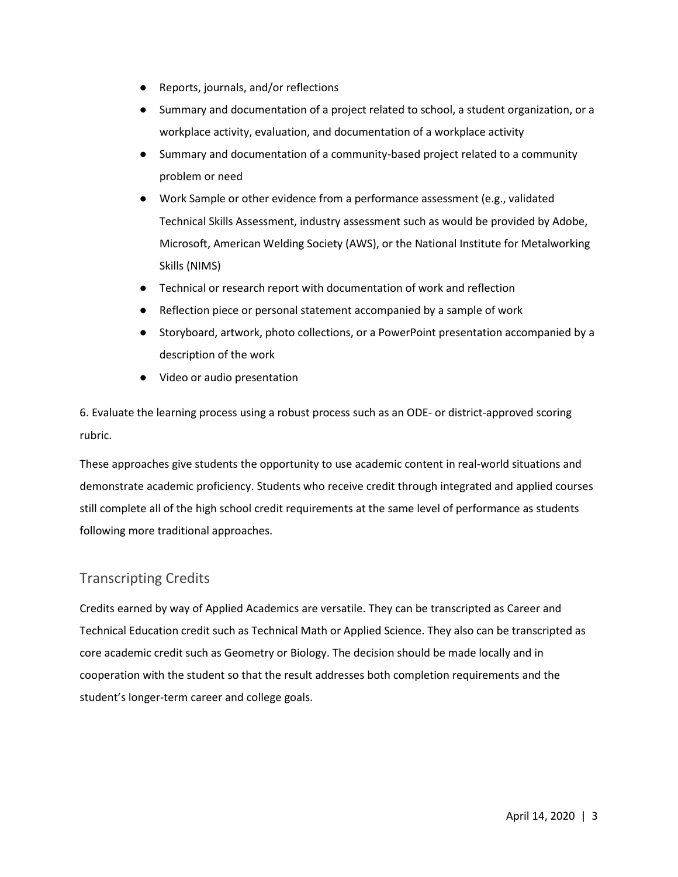- Reports, journals, and/or reflections
- Summary and documentation of a project related to school, a student organization, or a workplace activity, evaluation, and documentation of a workplace activity
- Summary and documentation of a community-based project related to a community problem or need
- Work Sample or other evidence from a performance assessment (e.g., validated Technical Skills Assessment, industry assessment such as would be provided by Adobe, Microsoft, American Welding Society (AWS), or the National Institute for Metalworking Skills (NIMS)
- Technical or research report with documentation of work and reflection
- Reflection piece or personal statement accompanied by a sample of work
- Storyboard, artwork, photo collections, or a PowerPoint presentation accompanied by a description of the work
- Video or audio presentation

6. Evaluate the learning process using a robust process such as an ODE- or district-approved scoring rubric.

These approaches give students the opportunity to use academic content in real-world situations and demonstrate academic proficiency. Students who receive credit through integrated and applied courses still complete all of the high school credit requirements at the same level of performance as students following more traditional approaches.

## Transcripting Credits

Credits earned by way of Applied Academics are versatile. They can be transcripted as Career and Technical Education credit such as Technical Math or Applied Science. They also can be transcripted as core academic credit such as Geometry or Biology. The decision should be made locally and in cooperation with the student so that the result addresses both completion requirements and the student's longer-term career and college goals.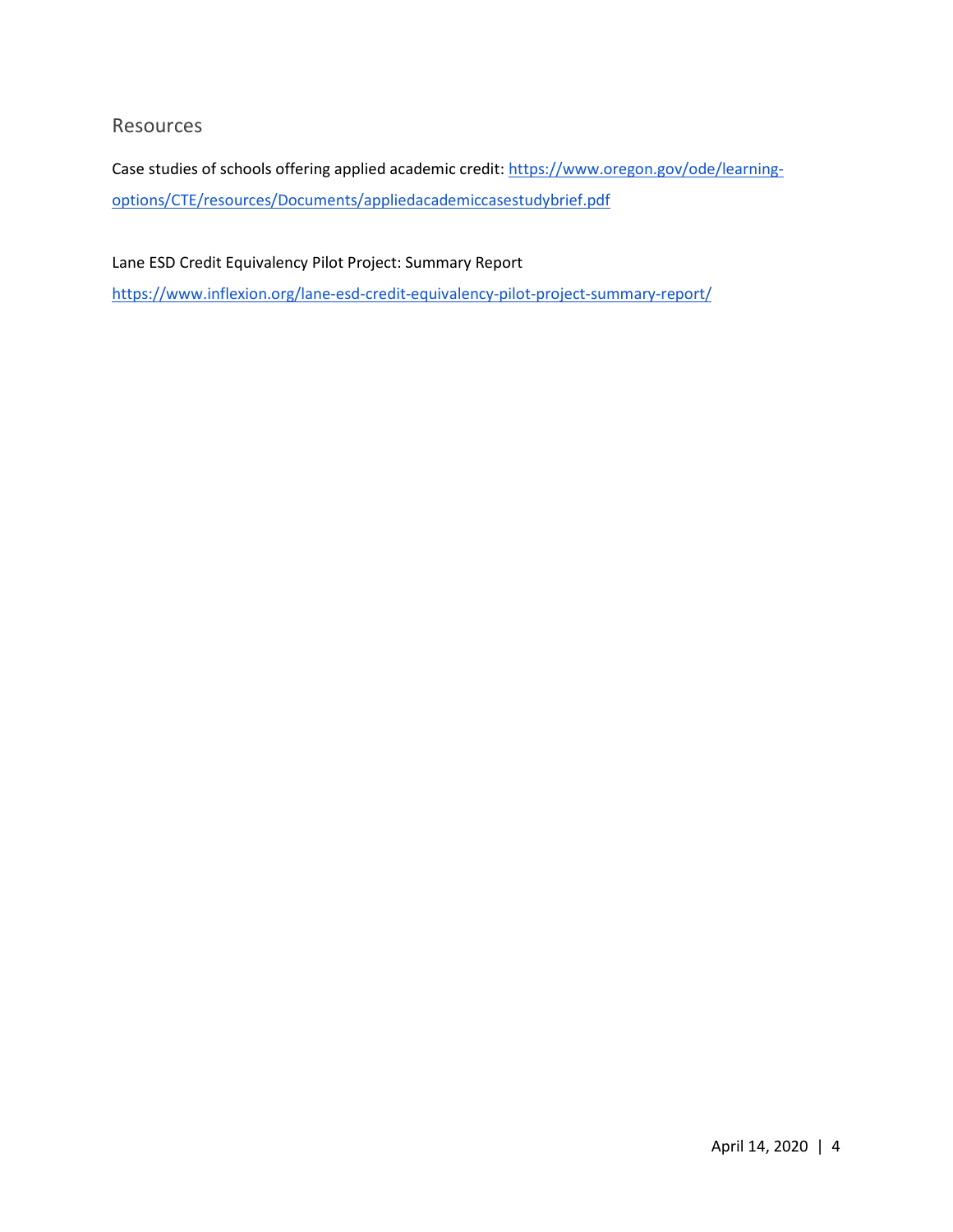## Resources

Case studies of schools offering applied academic credit: https://www.oregon.gov/ode/learning-options/CTE/resources/Documents/appliedacademiccasestudybrief.pdf

Lane ESD Credit Equivalency Pilot Project: Summary Report

https://www.inflexion.org/lane-esd-credit-equivalency-pilot-project-summary-report/